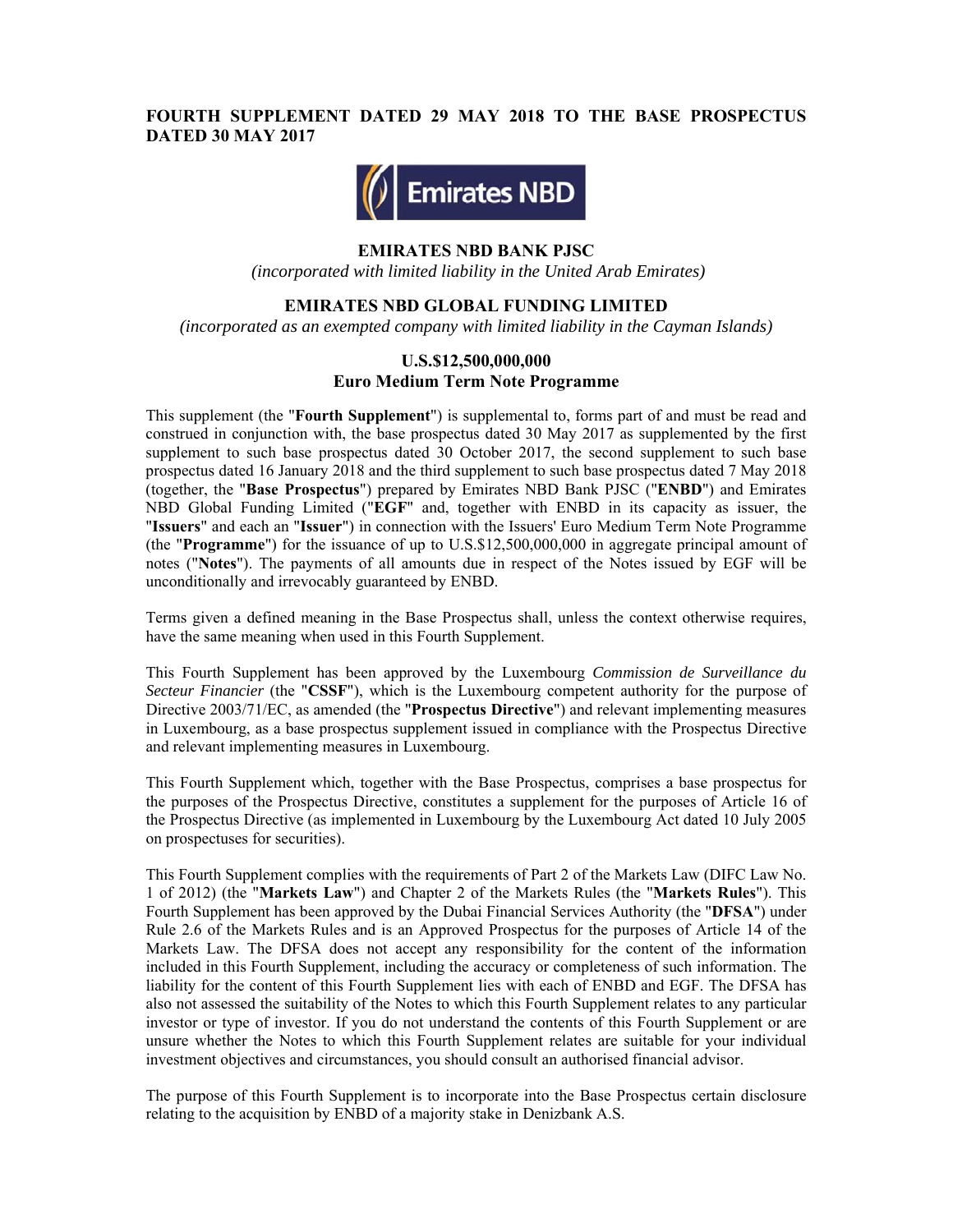**FOURTH SUPPLEMENT DATED 29 MAY 2018 TO THE BASE PROSPECTUS DATED 30 MAY 2017**

**EMIRATES NBD BANK PJSC**

*(incorporated with limited liability in the United Arab Emirates)*

**EMIRATES NBD GLOBAL FUNDING LIMITED**

*(incorporated as an exempted company with limited liability in the Cayman Islands)*

**U.S.$12,500,000,000**
**Euro Medium Term Note Programme**

This supplement (the "**Fourth Supplement**") is supplemental to, forms part of and must be read and construed in conjunction with, the base prospectus dated 30 May 2017 as supplemented by the first supplement to such base prospectus dated 30 October 2017, the second supplement to such base prospectus dated 16 January 2018 and the third supplement to such base prospectus dated 7 May 2018 (together, the "**Base Prospectus**") prepared by Emirates NBD Bank PJSC ("**ENBD**") and Emirates NBD Global Funding Limited ("**EGF**" and, together with ENBD in its capacity as issuer, the "**Issuers**" and each an "**Issuer**") in connection with the Issuers' Euro Medium Term Note Programme (the "**Programme**") for the issuance of up to U.S.$12,500,000,000 in aggregate principal amount of notes ("**Notes**"). The payments of all amounts due in respect of the Notes issued by EGF will be unconditionally and irrevocably guaranteed by ENBD.

Terms given a defined meaning in the Base Prospectus shall, unless the context otherwise requires, have the same meaning when used in this Fourth Supplement.

This Fourth Supplement has been approved by the Luxembourg *Commission de Surveillance du Secteur Financier* (the "**CSSF**"), which is the Luxembourg competent authority for the purpose of Directive 2003/71/EC, as amended (the "**Prospectus Directive**") and relevant implementing measures in Luxembourg, as a base prospectus supplement issued in compliance with the Prospectus Directive and relevant implementing measures in Luxembourg.

This Fourth Supplement which, together with the Base Prospectus, comprises a base prospectus for the purposes of the Prospectus Directive, constitutes a supplement for the purposes of Article 16 of the Prospectus Directive (as implemented in Luxembourg by the Luxembourg Act dated 10 July 2005 on prospectuses for securities).

This Fourth Supplement complies with the requirements of Part 2 of the Markets Law (DIFC Law No. 1 of 2012) (the "**Markets Law**") and Chapter 2 of the Markets Rules (the "**Markets Rules**"). This Fourth Supplement has been approved by the Dubai Financial Services Authority (the "**DFSA**") under Rule 2.6 of the Markets Rules and is an Approved Prospectus for the purposes of Article 14 of the Markets Law. The DFSA does not accept any responsibility for the content of the information included in this Fourth Supplement, including the accuracy or completeness of such information. The liability for the content of this Fourth Supplement lies with each of ENBD and EGF. The DFSA has also not assessed the suitability of the Notes to which this Fourth Supplement relates to any particular investor or type of investor. If you do not understand the contents of this Fourth Supplement or are unsure whether the Notes to which this Fourth Supplement relates are suitable for your individual investment objectives and circumstances, you should consult an authorised financial advisor.

The purpose of this Fourth Supplement is to incorporate into the Base Prospectus certain disclosure relating to the acquisition by ENBD of a majority stake in Denizbank A.S.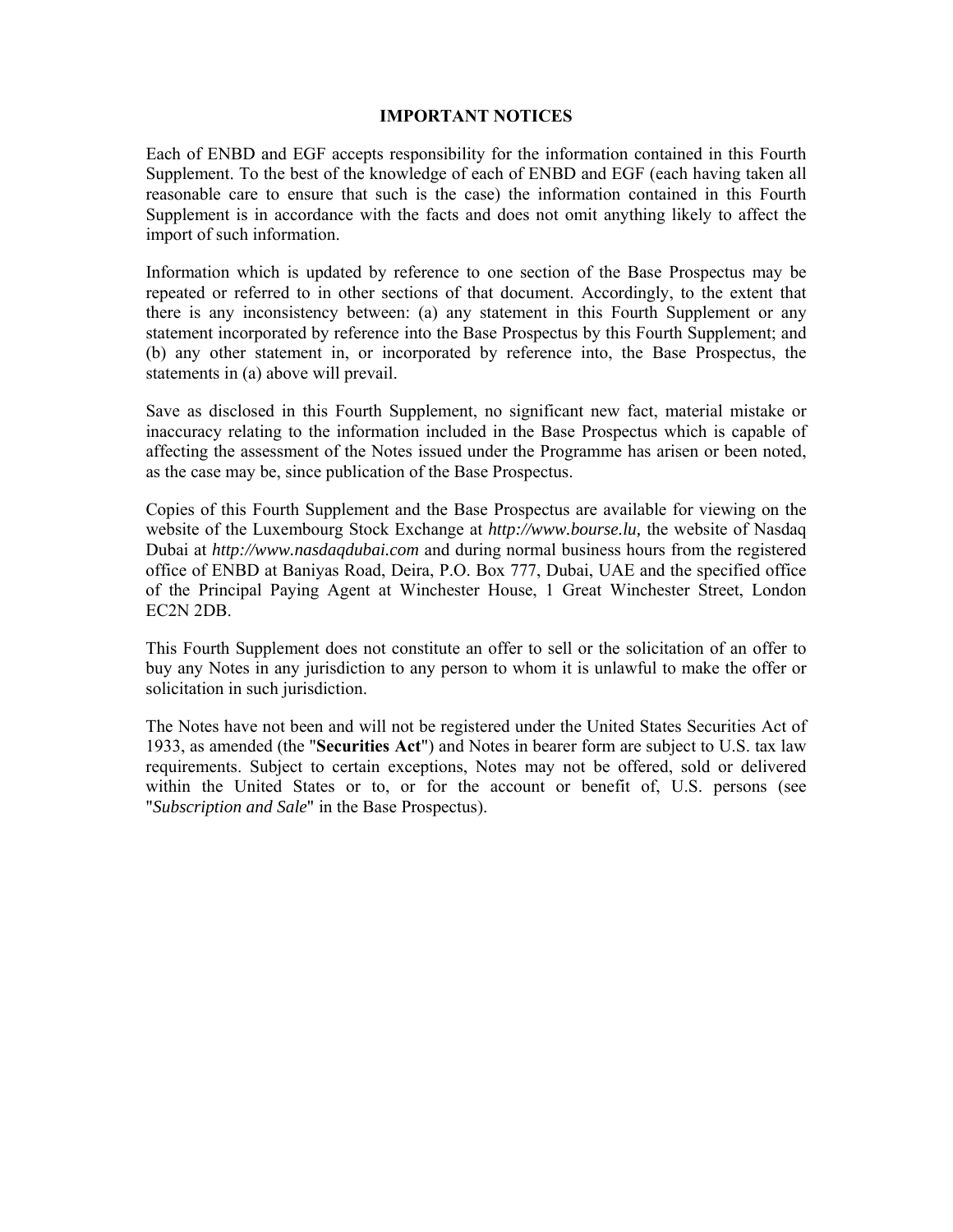## IMPORTANT NOTICES

Each of ENBD and EGF accepts responsibility for the information contained in this Fourth Supplement. To the best of the knowledge of each of ENBD and EGF (each having taken all reasonable care to ensure that such is the case) the information contained in this Fourth Supplement is in accordance with the facts and does not omit anything likely to affect the import of such information.

Information which is updated by reference to one section of the Base Prospectus may be repeated or referred to in other sections of that document. Accordingly, to the extent that there is any inconsistency between: (a) any statement in this Fourth Supplement or any statement incorporated by reference into the Base Prospectus by this Fourth Supplement; and (b) any other statement in, or incorporated by reference into, the Base Prospectus, the statements in (a) above will prevail.

Save as disclosed in this Fourth Supplement, no significant new fact, material mistake or inaccuracy relating to the information included in the Base Prospectus which is capable of affecting the assessment of the Notes issued under the Programme has arisen or been noted, as the case may be, since publication of the Base Prospectus.

Copies of this Fourth Supplement and the Base Prospectus are available for viewing on the website of the Luxembourg Stock Exchange at *http://www.bourse.lu,* the website of Nasdaq Dubai at *http://www.nasdaqdubai.com* and during normal business hours from the registered office of ENBD at Baniyas Road, Deira, P.O. Box 777, Dubai, UAE and the specified office of the Principal Paying Agent at Winchester House, 1 Great Winchester Street, London EC2N 2DB.

This Fourth Supplement does not constitute an offer to sell or the solicitation of an offer to buy any Notes in any jurisdiction to any person to whom it is unlawful to make the offer or solicitation in such jurisdiction.

The Notes have not been and will not be registered under the United States Securities Act of 1933, as amended (the "**Securities Act**") and Notes in bearer form are subject to U.S. tax law requirements. Subject to certain exceptions, Notes may not be offered, sold or delivered within the United States or to, or for the account or benefit of, U.S. persons (see "*Subscription and Sale*" in the Base Prospectus).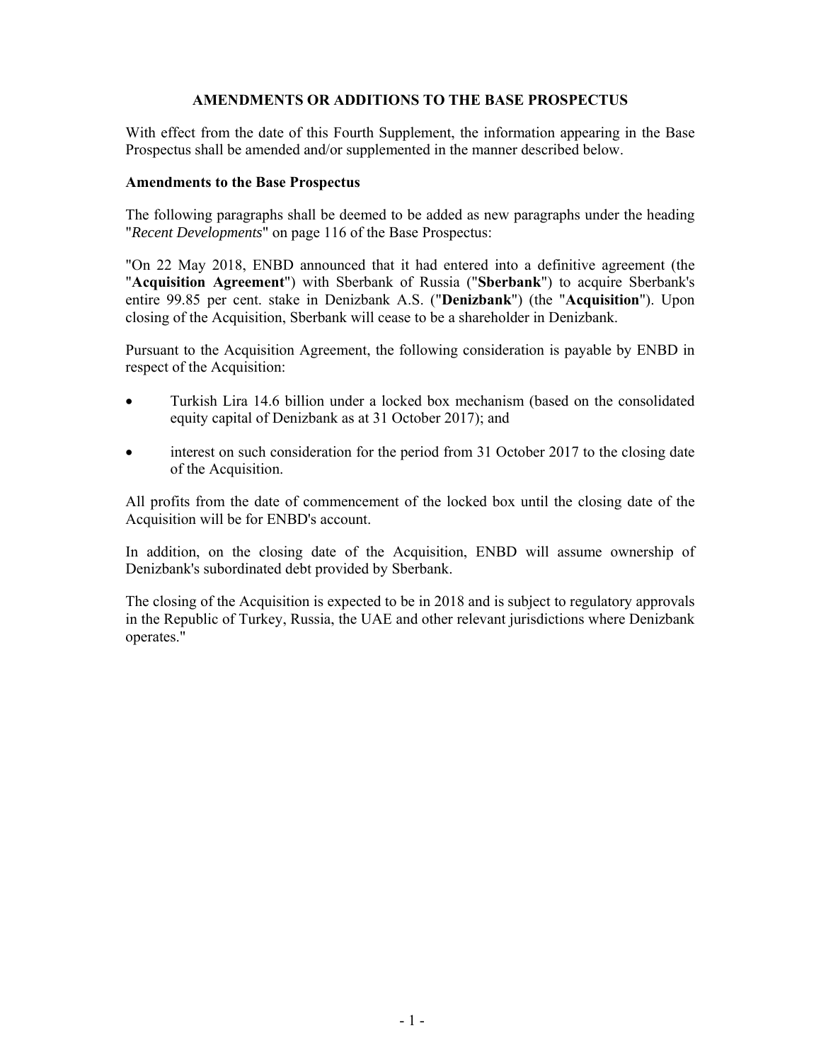## AMENDMENTS OR ADDITIONS TO THE BASE PROSPECTUS

With effect from the date of this Fourth Supplement, the information appearing in the Base Prospectus shall be amended and/or supplemented in the manner described below.

### Amendments to the Base Prospectus

The following paragraphs shall be deemed to be added as new paragraphs under the heading "*Recent Developments*" on page 116 of the Base Prospectus:

"On 22 May 2018, ENBD announced that it had entered into a definitive agreement (the "**Acquisition Agreement**") with Sberbank of Russia ("**Sberbank**") to acquire Sberbank's entire 99.85 per cent. stake in Denizbank A.S. ("**Denizbank**") (the "**Acquisition**"). Upon closing of the Acquisition, Sberbank will cease to be a shareholder in Denizbank.

Pursuant to the Acquisition Agreement, the following consideration is payable by ENBD in respect of the Acquisition:

- Turkish Lira 14.6 billion under a locked box mechanism (based on the consolidated equity capital of Denizbank as at 31 October 2017); and
- interest on such consideration for the period from 31 October 2017 to the closing date of the Acquisition.

All profits from the date of commencement of the locked box until the closing date of the Acquisition will be for ENBD's account.

In addition, on the closing date of the Acquisition, ENBD will assume ownership of Denizbank's subordinated debt provided by Sberbank.

The closing of the Acquisition is expected to be in 2018 and is subject to regulatory approvals in the Republic of Turkey, Russia, the UAE and other relevant jurisdictions where Denizbank operates."